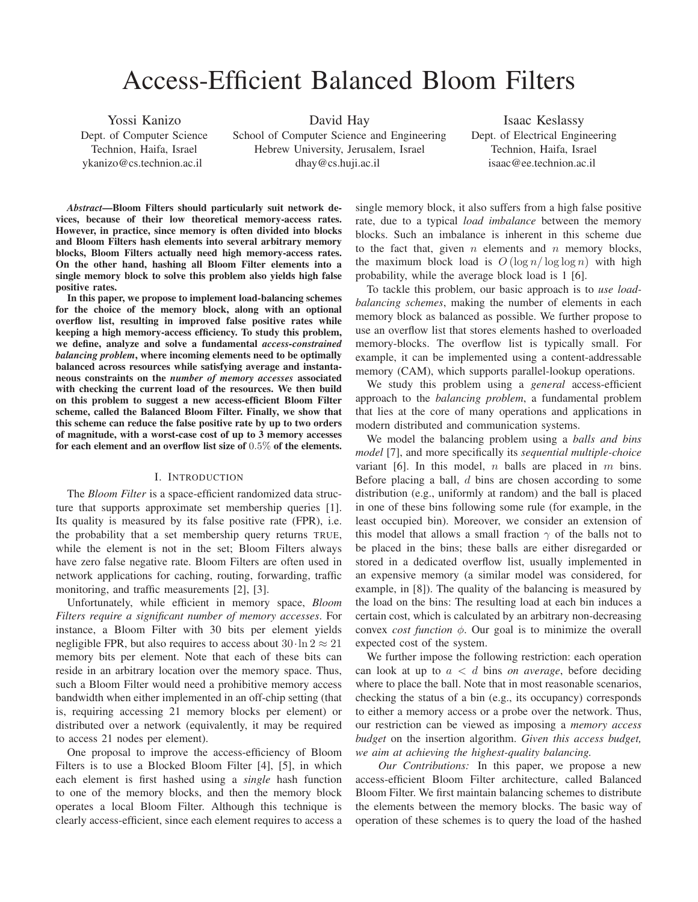# Access-Efficient Balanced Bloom Filters

Yossi Kanizo
Dept. of Computer Science
Technion, Haifa, Israel
ykanizo@cs.technion.ac.il

David Hay
School of Computer Science and Engineering
Hebrew University, Jerusalem, Israel
dhay@cs.huji.ac.il

Isaac Keslassy
Dept. of Electrical Engineering
Technion, Haifa, Israel
isaac@ee.technion.ac.il

***Abstract*—Bloom Filters should particularly suit network devices, because of their low theoretical memory-access rates. However, in practice, since memory is often divided into blocks and Bloom Filters hash elements into several arbitrary memory blocks, Bloom Filters actually need high memory-access rates. On the other hand, hashing all Bloom Filter elements into a single memory block to solve this problem also yields high false positive rates.**

**In this paper, we propose to implement load-balancing schemes for the choice of the memory block, along with an optional overflow list, resulting in improved false positive rates while keeping a high memory-access efficiency. To study this problem, we define, analyze and solve a fundamental *access-constrained balancing problem*, where incoming elements need to be optimally balanced across resources while satisfying average and instantaneous constraints on the *number of memory accesses* associated with checking the current load of the resources. We then build on this problem to suggest a new access-efficient Bloom Filter scheme, called the Balanced Bloom Filter. Finally, we show that this scheme can reduce the false positive rate by up to two orders of magnitude, with a worst-case cost of up to 3 memory accesses for each element and an overflow list size of $0.5\%$ of the elements.**

## I. Introduction

The *Bloom Filter* is a space-efficient randomized data structure that supports approximate set membership queries [1]. Its quality is measured by its false positive rate (FPR), i.e. the probability that a set membership query returns TRUE, while the element is not in the set; Bloom Filters always have zero false negative rate. Bloom Filters are often used in network applications for caching, routing, forwarding, traffic monitoring, and traffic measurements [2], [3].

Unfortunately, while efficient in memory space, *Bloom Filters require a significant number of memory accesses*. For instance, a Bloom Filter with 30 bits per element yields negligible FPR, but also requires to access about $30 \cdot \ln 2 \approx 21$ memory bits per element. Note that each of these bits can reside in an arbitrary location over the memory space. Thus, such a Bloom Filter would need a prohibitive memory access bandwidth when either implemented in an off-chip setting (that is, requiring accessing 21 memory blocks per element) or distributed over a network (equivalently, it may be required to access 21 nodes per element).

One proposal to improve the access-efficiency of Bloom Filters is to use a Blocked Bloom Filter [4], [5], in which each element is first hashed using a *single* hash function to one of the memory blocks, and then the memory block operates a local Bloom Filter. Although this technique is clearly access-efficient, since each element requires to access a single memory block, it also suffers from a high false positive rate, due to a typical *load imbalance* between the memory blocks. Such an imbalance is inherent in this scheme due to the fact that, given $n$ elements and $n$ memory blocks, the maximum block load is $O(\log n / \log \log n)$ with high probability, while the average block load is 1 [6].

To tackle this problem, our basic approach is to *use load-balancing schemes*, making the number of elements in each memory block as balanced as possible. We further propose to use an overflow list that stores elements hashed to overloaded memory-blocks. The overflow list is typically small. For example, it can be implemented using a content-addressable memory (CAM), which supports parallel-lookup operations.

We study this problem using a *general* access-efficient approach to the *balancing problem*, a fundamental problem that lies at the core of many operations and applications in modern distributed and communication systems.

We model the balancing problem using a *balls and bins model* [7], and more specifically its *sequential multiple-choice* variant [6]. In this model, $n$ balls are placed in $m$ bins. Before placing a ball, $d$ bins are chosen according to some distribution (e.g., uniformly at random) and the ball is placed in one of these bins following some rule (for example, in the least occupied bin). Moreover, we consider an extension of this model that allows a small fraction $\gamma$ of the balls not to be placed in the bins; these balls are either disregarded or stored in a dedicated overflow list, usually implemented in an expensive memory (a similar model was considered, for example, in [8]). The quality of the balancing is measured by the load on the bins: The resulting load at each bin induces a certain cost, which is calculated by an arbitrary non-decreasing convex *cost function* $\phi$. Our goal is to minimize the overall expected cost of the system.

We further impose the following restriction: each operation can look at up to $a < d$ bins *on average*, before deciding where to place the ball. Note that in most reasonable scenarios, checking the status of a bin (e.g., its occupancy) corresponds to either a memory access or a probe over the network. Thus, our restriction can be viewed as imposing a *memory access budget* on the insertion algorithm. *Given this access budget, we aim at achieving the highest-quality balancing.*

*Our Contributions:* In this paper, we propose a new access-efficient Bloom Filter architecture, called Balanced Bloom Filter. We first maintain balancing schemes to distribute the elements between the memory blocks. The basic way of operation of these schemes is to query the load of the hashed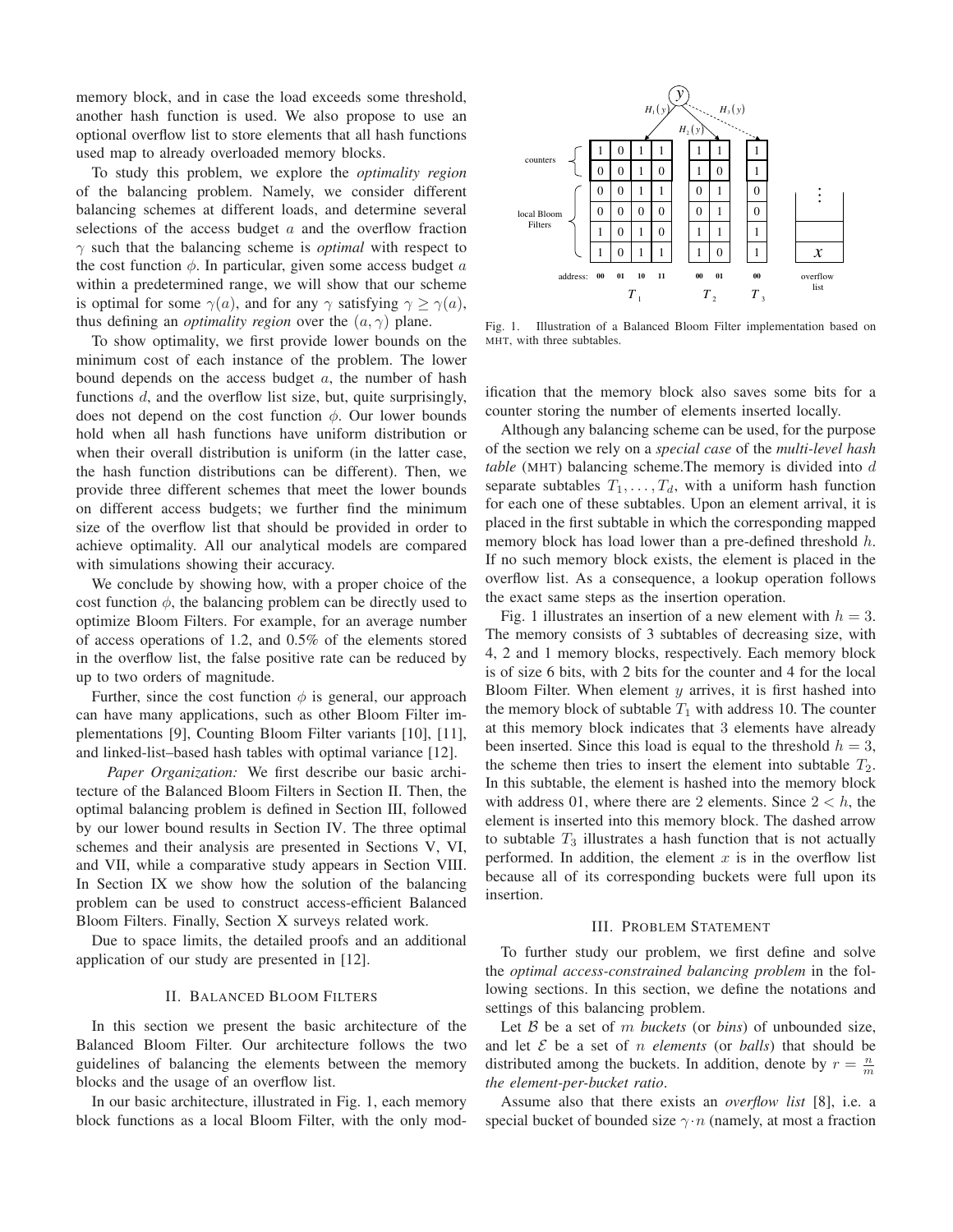memory block, and in case the load exceeds some threshold, another hash function is used. We also propose to use an optional overflow list to store elements that all hash functions used map to already overloaded memory blocks.

To study this problem, we explore the *optimality region* of the balancing problem. Namely, we consider different balancing schemes at different loads, and determine several selections of the access budget $a$ and the overflow fraction $\gamma$ such that the balancing scheme is *optimal* with respect to the cost function $\phi$. In particular, given some access budget $a$ within a predetermined range, we will show that our scheme is optimal for some $\gamma(a)$, and for any $\gamma$ satisfying $\gamma \geq \gamma(a)$, thus defining an *optimality region* over the $(a, \gamma)$ plane.

To show optimality, we first provide lower bounds on the minimum cost of each instance of the problem. The lower bound depends on the access budget $a$, the number of hash functions $d$, and the overflow list size, but, quite surprisingly, does not depend on the cost function $\phi$. Our lower bounds hold when all hash functions have uniform distribution or when their overall distribution is uniform (in the latter case, the hash function distributions can be different). Then, we provide three different schemes that meet the lower bounds on different access budgets; we further find the minimum size of the overflow list that should be provided in order to achieve optimality. All our analytical models are compared with simulations showing their accuracy.

We conclude by showing how, with a proper choice of the cost function $\phi$, the balancing problem can be directly used to optimize Bloom Filters. For example, for an average number of access operations of 1.2, and 0.5% of the elements stored in the overflow list, the false positive rate can be reduced by up to two orders of magnitude.

Further, since the cost function $\phi$ is general, our approach can have many applications, such as other Bloom Filter implementations [9], Counting Bloom Filter variants [10], [11], and linked-list–based hash tables with optimal variance [12].

*Paper Organization:* We first describe our basic architecture of the Balanced Bloom Filters in Section II. Then, the optimal balancing problem is defined in Section III, followed by our lower bound results in Section IV. The three optimal schemes and their analysis are presented in Sections V, VI, and VII, while a comparative study appears in Section VIII. In Section IX we show how the solution of the balancing problem can be used to construct access-efficient Balanced Bloom Filters. Finally, Section X surveys related work.

Due to space limits, the detailed proofs and an additional application of our study are presented in [12].

## II. Balanced Bloom Filters

In this section we present the basic architecture of the Balanced Bloom Filter. Our architecture follows the two guidelines of balancing the elements between the memory blocks and the usage of an overflow list.

In our basic architecture, illustrated in Fig. 1, each memory block functions as a local Bloom Filter, with the only modification that the memory block also saves some bits for a counter storing the number of elements inserted locally.

Fig. 1. Illustration of a Balanced Bloom Filter implementation based on MHT, with three subtables.

Although any balancing scheme can be used, for the purpose of the section we rely on a *special case* of the *multi-level hash table* (MHT) balancing scheme. The memory is divided into $d$ separate subtables $T_1, \ldots, T_d$, with a uniform hash function for each one of these subtables. Upon an element arrival, it is placed in the first subtable in which the corresponding mapped memory block has load lower than a pre-defined threshold $h$. If no such memory block exists, the element is placed in the overflow list. As a consequence, a lookup operation follows the exact same steps as the insertion operation.

Fig. 1 illustrates an insertion of a new element with $h = 3$. The memory consists of 3 subtables of decreasing size, with 4, 2 and 1 memory blocks, respectively. Each memory block is of size 6 bits, with 2 bits for the counter and 4 for the local Bloom Filter. When element $y$ arrives, it is first hashed into the memory block of subtable $T_1$ with address 10. The counter at this memory block indicates that 3 elements have already been inserted. Since this load is equal to the threshold $h = 3$, the scheme then tries to insert the element into subtable $T_2$. In this subtable, the element is hashed into the memory block with address 01, where there are 2 elements. Since $2 < h$, the element is inserted into this memory block. The dashed arrow to subtable $T_3$ illustrates a hash function that is not actually performed. In addition, the element $x$ is in the overflow list because all of its corresponding buckets were full upon its insertion.

## III. Problem Statement

To further study our problem, we first define and solve the *optimal access-constrained balancing problem* in the following sections. In this section, we define the notations and settings of this balancing problem.

Let $\mathcal{B}$ be a set of $m$ *buckets* (or *bins*) of unbounded size, and let $\mathcal{E}$ be a set of $n$ *elements* (or *balls*) that should be distributed among the buckets. In addition, denote by $r = \frac{n}{m}$ *the element-per-bucket ratio*.

Assume also that there exists an *overflow list* [8], i.e. a special bucket of bounded size $\gamma \cdot n$ (namely, at most a fraction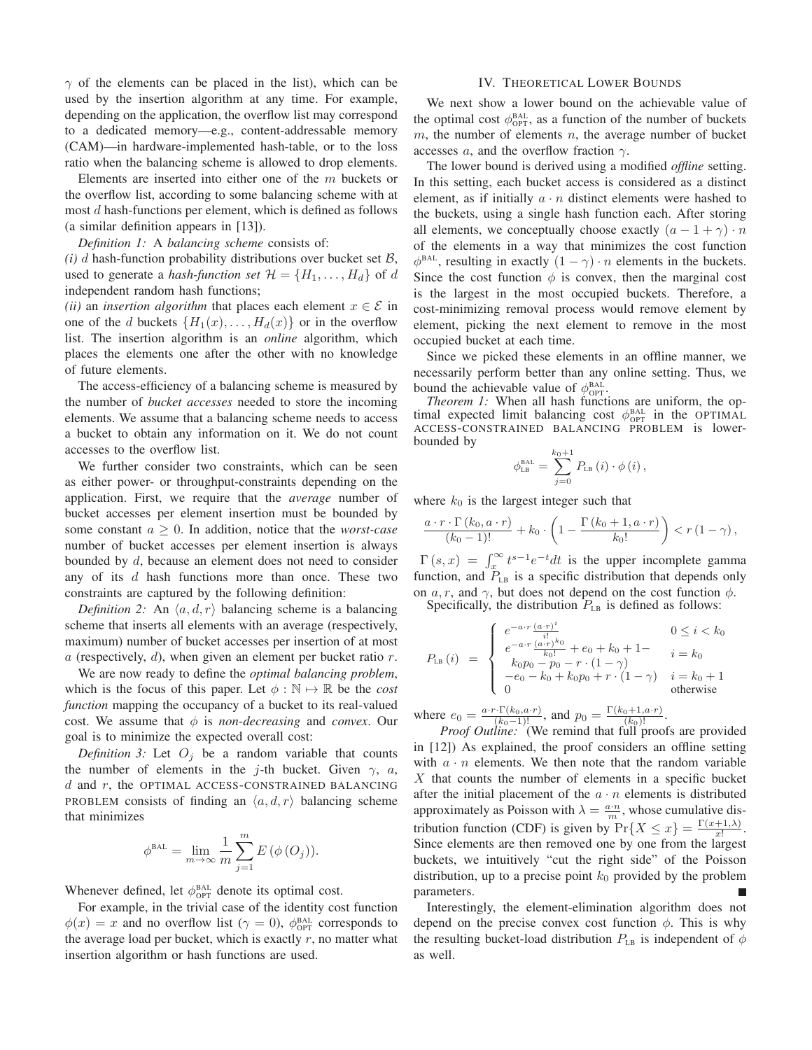$\gamma$ of the elements can be placed in the list), which can be used by the insertion algorithm at any time. For example, depending on the application, the overflow list may correspond to a dedicated memory—e.g., content-addressable memory (CAM)—in hardware-implemented hash-table, or to the loss ratio when the balancing scheme is allowed to drop elements.

Elements are inserted into either one of the $m$ buckets or the overflow list, according to some balancing scheme with at most $d$ hash-functions per element, which is defined as follows (a similar definition appears in [13]).

*Definition 1:* A *balancing scheme* consists of:
*(i)* $d$ hash-function probability distributions over bucket set $\mathcal{B}$, used to generate a *hash-function set* $\mathcal{H} = \{H_1, \ldots, H_d\}$ of $d$ independent random hash functions;
*(ii)* an *insertion algorithm* that places each element $x \in \mathcal{E}$ in one of the $d$ buckets $\{H_1(x), \ldots, H_d(x)\}$ or in the overflow list. The insertion algorithm is an *online* algorithm, which places the elements one after the other with no knowledge of future elements.

The access-efficiency of a balancing scheme is measured by the number of *bucket accesses* needed to store the incoming elements. We assume that a balancing scheme needs to access a bucket to obtain any information on it. We do not count accesses to the overflow list.

We further consider two constraints, which can be seen as either power- or throughput-constraints depending on the application. First, we require that the *average* number of bucket accesses per element insertion must be bounded by some constant $a \geq 0$. In addition, notice that the *worst-case* number of bucket accesses per element insertion is always bounded by $d$, because an element does not need to consider any of its $d$ hash functions more than once. These two constraints are captured by the following definition:

*Definition 2:* An $\langle a, d, r\rangle$ balancing scheme is a balancing scheme that inserts all elements with an average (respectively, maximum) number of bucket accesses per insertion of at most $a$ (respectively, $d$), when given an element per bucket ratio $r$.

We are now ready to define the *optimal balancing problem*, which is the focus of this paper. Let $\phi : \mathbb{N} \mapsto \mathbb{R}$ be the *cost function* mapping the occupancy of a bucket to its real-valued cost. We assume that $\phi$ is *non-decreasing* and *convex*. Our goal is to minimize the expected overall cost:

*Definition 3:* Let $O_j$ be a random variable that counts the number of elements in the $j$-th bucket. Given $\gamma$, $a$, $d$ and $r$, the OPTIMAL ACCESS-CONSTRAINED BALANCING PROBLEM consists of finding an $\langle a, d, r\rangle$ balancing scheme that minimizes

$$\phi^{\text{BAL}} = \lim_{m\to\infty} \frac{1}{m} \sum_{j=1}^{m} E\left(\phi\left(O_j\right)\right).$$

Whenever defined, let $\phi^{\text{BAL}}_{\text{OPT}}$ denote its optimal cost.

For example, in the trivial case of the identity cost function $\phi(x) = x$ and no overflow list ($\gamma = 0$), $\phi^{\text{BAL}}_{\text{OPT}}$ corresponds to the average load per bucket, which is exactly $r$, no matter what insertion algorithm or hash functions are used.

## IV. Theoretical Lower Bounds

We next show a lower bound on the achievable value of the optimal cost $\phi^{\text{BAL}}_{\text{OPT}}$, as a function of the number of buckets $m$, the number of elements $n$, the average number of bucket accesses $a$, and the overflow fraction $\gamma$.

The lower bound is derived using a modified *offline* setting. In this setting, each bucket access is considered as a distinct element, as if initially $a \cdot n$ distinct elements were hashed to the buckets, using a single hash function each. After storing all elements, we conceptually choose exactly $(a - 1 + \gamma) \cdot n$ of the elements in a way that minimizes the cost function $\phi^{\text{BAL}}$, resulting in exactly $(1 - \gamma) \cdot n$ elements in the buckets. Since the cost function $\phi$ is convex, then the marginal cost is the largest in the most occupied buckets. Therefore, a cost-minimizing removal process would remove element by element, picking the next element to remove in the most occupied bucket at each time.

Since we picked these elements in an offline manner, we necessarily perform better than any online setting. Thus, we bound the achievable value of $\phi^{\text{BAL}}_{\text{OPT}}$.

*Theorem 1:* When all hash functions are uniform, the optimal expected limit balancing cost $\phi^{\text{BAL}}_{\text{OPT}}$ in the OPTIMAL ACCESS-CONSTRAINED BALANCING PROBLEM is lower-bounded by

$$\phi^{\text{BAL}}_{\text{LB}} = \sum_{j=0}^{k_0+1} P_{\text{LB}}\left(i\right) \cdot \phi\left(i\right),$$

where $k_0$ is the largest integer such that

$$\frac{a \cdot r \cdot \Gamma\left(k_0, a \cdot r\right)}{(k_0 - 1)!} + k_0 \cdot \left(1 - \frac{\Gamma\left(k_0 + 1, a \cdot r\right)}{k_0!}\right) < r\left(1 - \gamma\right),$$

$\Gamma\left(s, x\right) = \int_x^{\infty} t^{s-1} e^{-t} dt$ is the upper incomplete gamma function, and $P_{\text{LB}}$ is a specific distribution that depends only on $a, r$, and $\gamma$, but does not depend on the cost function $\phi$.

Specifically, the distribution $P_{\text{LB}}$ is defined as follows:

$$P_{\text{LB}}\left(i\right) = \begin{cases} e^{-a \cdot r} \frac{(a \cdot r)^i}{i!} & 0 \leq i < k_0 \\ e^{-a \cdot r} \frac{(a \cdot r)^{k_0}}{k_0!} + e_0 + k_0 + 1 - \\ \quad k_0 p_0 - p_0 - r \cdot (1 - \gamma) & i = k_0 \\ -e_0 - k_0 + k_0 p_0 + r \cdot (1 - \gamma) & i = k_0 + 1 \\ 0 & \text{otherwise} \end{cases}$$

where $e_0 = \frac{a \cdot r \cdot \Gamma(k_0, a \cdot r)}{(k_0 - 1)!}$, and $p_0 = \frac{\Gamma(k_0 + 1, a \cdot r)}{(k_0)!}$.

*Proof Outline:* (We remind that full proofs are provided in [12]) As explained, the proof considers an offline setting with $a \cdot n$ elements. We then note that the random variable $X$ that counts the number of elements in a specific bucket after the initial placement of the $a \cdot n$ elements is distributed approximately as Poisson with $\lambda = \frac{a \cdot n}{m}$, whose cumulative distribution function (CDF) is given by $\Pr\{X \leq x\} = \frac{\Gamma(x+1, \lambda)}{x!}$. Since elements are then removed one by one from the largest buckets, we intuitively "cut the right side" of the Poisson distribution, up to a precise point $k_0$ provided by the problem parameters. ∎

Interestingly, the element-elimination algorithm does not depend on the precise convex cost function $\phi$. This is why the resulting bucket-load distribution $P_{\text{LB}}$ is independent of $\phi$ as well.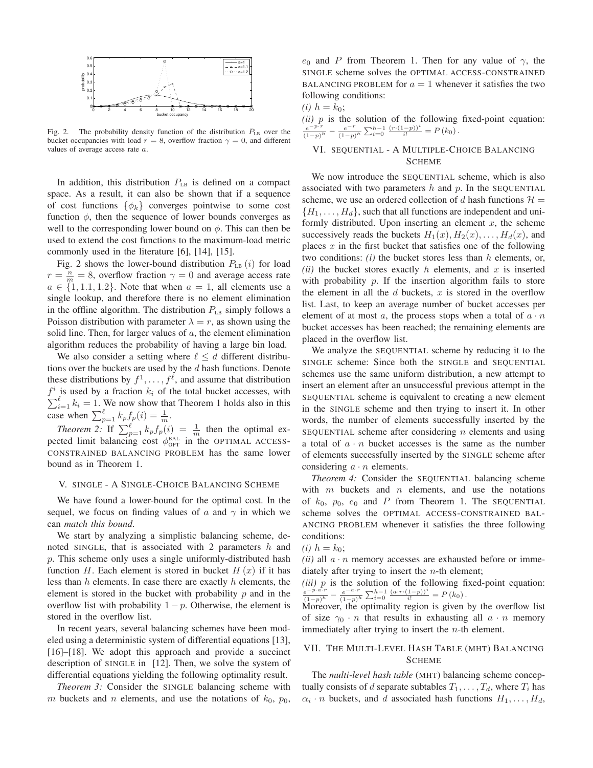Fig. 2. The probability density function of the distribution $P_{\text{LB}}$ over the bucket occupancies with load $r = 8$, overflow fraction $\gamma = 0$, and different values of average access rate $a$.

In addition, this distribution $P_{\text{LB}}$ is defined on a compact space. As a result, it can also be shown that if a sequence of cost functions $\{\phi_k\}$ converges pointwise to some cost function $\phi$, then the sequence of lower bounds converges as well to the corresponding lower bound on $\phi$. This can then be used to extend the cost functions to the maximum-load metric commonly used in the literature [6], [14], [15].

Fig. 2 shows the lower-bound distribution $P_{\text{LB}}(i)$ for load $r = \frac{n}{m} = 8$, overflow fraction $\gamma = 0$ and average access rate $a \in \{1, 1.1, 1.2\}$. Note that when $a = 1$, all elements use a single lookup, and therefore there is no element elimination in the offline algorithm. The distribution $P_{\text{LB}}$ simply follows a Poisson distribution with parameter $\lambda = r$, as shown using the solid line. Then, for larger values of $a$, the element elimination algorithm reduces the probability of having a large bin load.

We also consider a setting where $\ell \leq d$ different distributions over the buckets are used by the $d$ hash functions. Denote these distributions by $f^1, \ldots, f^\ell$, and assume that distribution $f^i$ is used by a fraction $k_i$ of the total bucket accesses, with $\sum_{i=1}^{\ell} k_i = 1$. We now show that Theorem 1 holds also in this case when $\sum_{p=1}^{\ell} k_p f_p(i) = \frac{1}{m}$.

*Theorem 2:* If $\sum_{p=1}^{\ell} k_p f_p(i) = \frac{1}{m}$ then the optimal expected limit balancing cost $\phi_{\text{OPT}}^{\text{BAL}}$ in the OPTIMAL ACCESS-CONSTRAINED BALANCING PROBLEM has the same lower bound as in Theorem 1.

## V. SINGLE - A SINGLE-CHOICE BALANCING SCHEME

We have found a lower-bound for the optimal cost. In the sequel, we focus on finding values of $a$ and $\gamma$ in which we can *match this bound*.

We start by analyzing a simplistic balancing scheme, denoted SINGLE, that is associated with 2 parameters $h$ and $p$. This scheme only uses a single uniformly-distributed hash function $H$. Each element is stored in bucket $H(x)$ if it has less than $h$ elements. In case there are exactly $h$ elements, the element is stored in the bucket with probability $p$ and in the overflow list with probability $1 - p$. Otherwise, the element is stored in the overflow list.

In recent years, several balancing schemes have been modeled using a deterministic system of differential equations [13], [16]–[18]. We adopt this approach and provide a succinct description of SINGLE in [12]. Then, we solve the system of differential equations yielding the following optimality result.

*Theorem 3:* Consider the SINGLE balancing scheme with $m$ buckets and $n$ elements, and use the notations of $k_0$, $p_0$, $e_0$ and $P$ from Theorem 1. Then for any value of $\gamma$, the SINGLE scheme solves the OPTIMAL ACCESS-CONSTRAINED BALANCING PROBLEM for $a = 1$ whenever it satisfies the two following conditions:

*(i)* $h = k_0$;

*(ii)* $p$ is the solution of the following fixed-point equation: $\frac{e^{-p \cdot r}}{(1-p)^h} - \frac{e^{-r}}{(1-p)^h} \sum_{i=0}^{h-1} \frac{(r \cdot (1-p))^i}{i!} = P(k_0)$.

## VI. SEQUENTIAL - A MULTIPLE-CHOICE BALANCING SCHEME

We now introduce the SEQUENTIAL scheme, which is also associated with two parameters $h$ and $p$. In the SEQUENTIAL scheme, we use an ordered collection of $d$ hash functions $\mathcal{H} = \{H_1, \ldots, H_d\}$, such that all functions are independent and uniformly distributed. Upon inserting an element $x$, the scheme successively reads the buckets $H_1(x), H_2(x), \ldots, H_d(x)$, and places $x$ in the first bucket that satisfies one of the following two conditions: *(i)* the bucket stores less than $h$ elements, or, *(ii)* the bucket stores exactly $h$ elements, and $x$ is inserted with probability $p$. If the insertion algorithm fails to store the element in all the $d$ buckets, $x$ is stored in the overflow list. Last, to keep an average number of bucket accesses per element of at most $a$, the process stops when a total of $a \cdot n$ bucket accesses has been reached; the remaining elements are placed in the overflow list.

We analyze the SEQUENTIAL scheme by reducing it to the SINGLE scheme: Since both the SINGLE and SEQUENTIAL schemes use the same uniform distribution, a new attempt to insert an element after an unsuccessful previous attempt in the SEQUENTIAL scheme is equivalent to creating a new element in the SINGLE scheme and then trying to insert it. In other words, the number of elements successfully inserted by the SEQUENTIAL scheme after considering $n$ elements and using a total of $a \cdot n$ bucket accesses is the same as the number of elements successfully inserted by the SINGLE scheme after considering $a \cdot n$ elements.

*Theorem 4:* Consider the SEQUENTIAL balancing scheme with $m$ buckets and $n$ elements, and use the notations of $k_0$, $p_0$, $e_0$ and $P$ from Theorem 1. The SEQUENTIAL scheme solves the OPTIMAL ACCESS-CONSTRAINED BALANCING PROBLEM whenever it satisfies the three following conditions:

*(i)* $h = k_0$;

*(ii)* all $a \cdot n$ memory accesses are exhausted before or immediately after trying to insert the $n$-th element;

*(iii)* $p$ is the solution of the following fixed-point equation: $\frac{e^{-p \cdot a \cdot r}}{(1-p)^h} - \frac{e^{-a \cdot r}}{(1-p)^h} \sum_{i=0}^{h-1} \frac{(a \cdot r \cdot (1-p))^i}{i!} = P(k_0)$.

Moreover, the optimality region is given by the overflow list of size $\gamma_0 \cdot n$ that results in exhausting all $a \cdot n$ memory immediately after trying to insert the $n$-th element.

## VII. THE MULTI-LEVEL HASH TABLE (MHT) BALANCING SCHEME

The *multi-level hash table* (MHT) balancing scheme conceptually consists of $d$ separate subtables $T_1, \ldots, T_d$, where $T_i$ has $\alpha_i \cdot n$ buckets, and $d$ associated hash functions $H_1, \ldots, H_d$,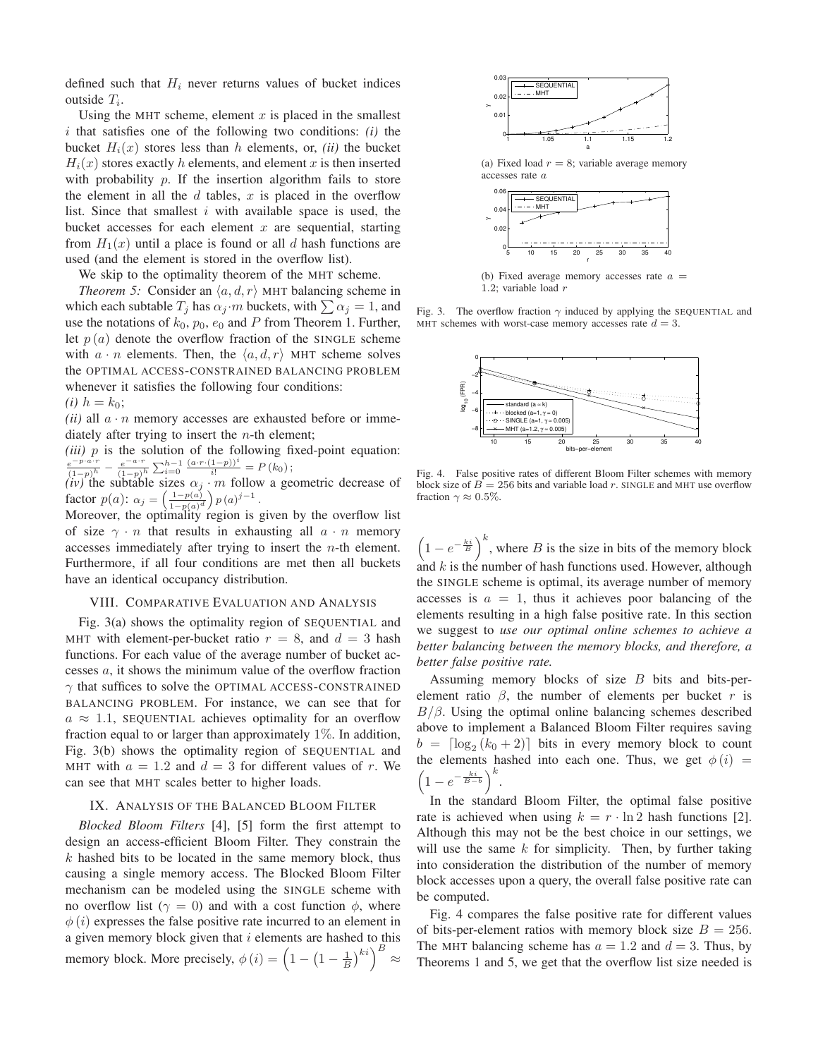defined such that $H_i$ never returns values of bucket indices outside $T_i$.

Using the MHT scheme, element $x$ is placed in the smallest $i$ that satisfies one of the following two conditions: *(i)* the bucket $H_i(x)$ stores less than $h$ elements, or, *(ii)* the bucket $H_i(x)$ stores exactly $h$ elements, and element $x$ is then inserted with probability $p$. If the insertion algorithm fails to store the element in all the $d$ tables, $x$ is placed in the overflow list. Since that smallest $i$ with available space is used, the bucket accesses for each element $x$ are sequential, starting from $H_1(x)$ until a place is found or all $d$ hash functions are used (and the element is stored in the overflow list).

We skip to the optimality theorem of the MHT scheme.

*Theorem 5:* Consider an $\langle a, d, r\rangle$ MHT balancing scheme in which each subtable $T_j$ has $\alpha_j \cdot m$ buckets, with $\sum \alpha_j = 1$, and use the notations of $k_0$, $p_0$, $e_0$ and $P$ from Theorem 1. Further, let $p(a)$ denote the overflow fraction of the SINGLE scheme with $a \cdot n$ elements. Then, the $\langle a, d, r\rangle$ MHT scheme solves the OPTIMAL ACCESS-CONSTRAINED BALANCING PROBLEM whenever it satisfies the following four conditions:

*(i)* $h = k_0$;

*(ii)* all $a \cdot n$ memory accesses are exhausted before or immediately after trying to insert the $n$-th element;

*(iii)* $p$ is the solution of the following fixed-point equation: $\frac{e^{-p \cdot a \cdot r}}{(1-p)^h} - \frac{e^{-a \cdot r}}{(1-p)^h} \sum_{i=0}^{h-1} \frac{(a \cdot r \cdot (1-p))^i}{i!} = P(k_0)$;

*(iv)* the subtable sizes $\alpha_j \cdot m$ follow a geometric decrease of factor $p(a)$: $\alpha_j = \left(\frac{1-p(a)}{1-p(a)^d}\right) p(a)^{j-1}$.

Moreover, the optimality region is given by the overflow list of size $\gamma \cdot n$ that results in exhausting all $a \cdot n$ memory accesses immediately after trying to insert the $n$-th element. Furthermore, if all four conditions are met then all buckets have an identical occupancy distribution.

## VIII. Comparative Evaluation and Analysis

Fig. 3(a) shows the optimality region of SEQUENTIAL and MHT with element-per-bucket ratio $r = 8$, and $d = 3$ hash functions. For each value of the average number of bucket accesses $a$, it shows the minimum value of the overflow fraction $\gamma$ that suffices to solve the OPTIMAL ACCESS-CONSTRAINED BALANCING PROBLEM. For instance, we can see that for $a \approx 1.1$, SEQUENTIAL achieves optimality for an overflow fraction equal to or larger than approximately 1%. In addition, Fig. 3(b) shows the optimality region of SEQUENTIAL and MHT with $a = 1.2$ and $d = 3$ for different values of $r$. We can see that MHT scales better to higher loads.

(a) Fixed load $r = 8$; variable average memory accesses rate $a$

(b) Fixed average memory accesses rate $a = 1.2$; variable load $r$

Fig. 3. The overflow fraction $\gamma$ induced by applying the SEQUENTIAL and MHT schemes with worst-case memory accesses rate $d = 3$.

Fig. 4. False positive rates of different Bloom Filter schemes with memory block size of $B = 256$ bits and variable load $r$. SINGLE and MHT use overflow fraction $\gamma \approx 0.5\%$.

## IX. Analysis of the Balanced Bloom Filter

*Blocked Bloom Filters* [4], [5] form the first attempt to design an access-efficient Bloom Filter. They constrain the $k$ hashed bits to be located in the same memory block, thus causing a single memory access. The Blocked Bloom Filter mechanism can be modeled using the SINGLE scheme with no overflow list ($\gamma = 0$) and with a cost function $\phi$, where $\phi(i)$ expresses the false positive rate incurred to an element in a given memory block given that $i$ elements are hashed to this memory block. More precisely, $\phi(i) = \left(1 - \left(1 - \frac{1}{B}\right)^{ki}\right)^B \approx \left(1 - e^{-\frac{ki}{B}}\right)^k$, where $B$ is the size in bits of the memory block and $k$ is the number of hash functions used. However, although the SINGLE scheme is optimal, its average number of memory accesses is $a = 1$, thus it achieves poor balancing of the elements resulting in a high false positive rate. In this section we suggest to *use our optimal online schemes to achieve a better balancing between the memory blocks, and therefore, a better false positive rate.*

Assuming memory blocks of size $B$ bits and bits-per-element ratio $\beta$, the number of elements per bucket $r$ is $B/\beta$. Using the optimal online balancing schemes described above to implement a Balanced Bloom Filter requires saving $b = \lceil \log_2(k_0 + 2) \rceil$ bits in every memory block to count the elements hashed into each one. Thus, we get $\phi(i) = \left(1 - e^{-\frac{ki}{B-b}}\right)^k$.

In the standard Bloom Filter, the optimal false positive rate is achieved when using $k = r \cdot \ln 2$ hash functions [2]. Although this may not be the best choice in our settings, we will use the same $k$ for simplicity. Then, by further taking into consideration the distribution of the number of memory block accesses upon a query, the overall false positive rate can be computed.

Fig. 4 compares the false positive rate for different values of bits-per-element ratios with memory block size $B = 256$. The MHT balancing scheme has $a = 1.2$ and $d = 3$. Thus, by Theorems 1 and 5, we get that the overflow list size needed is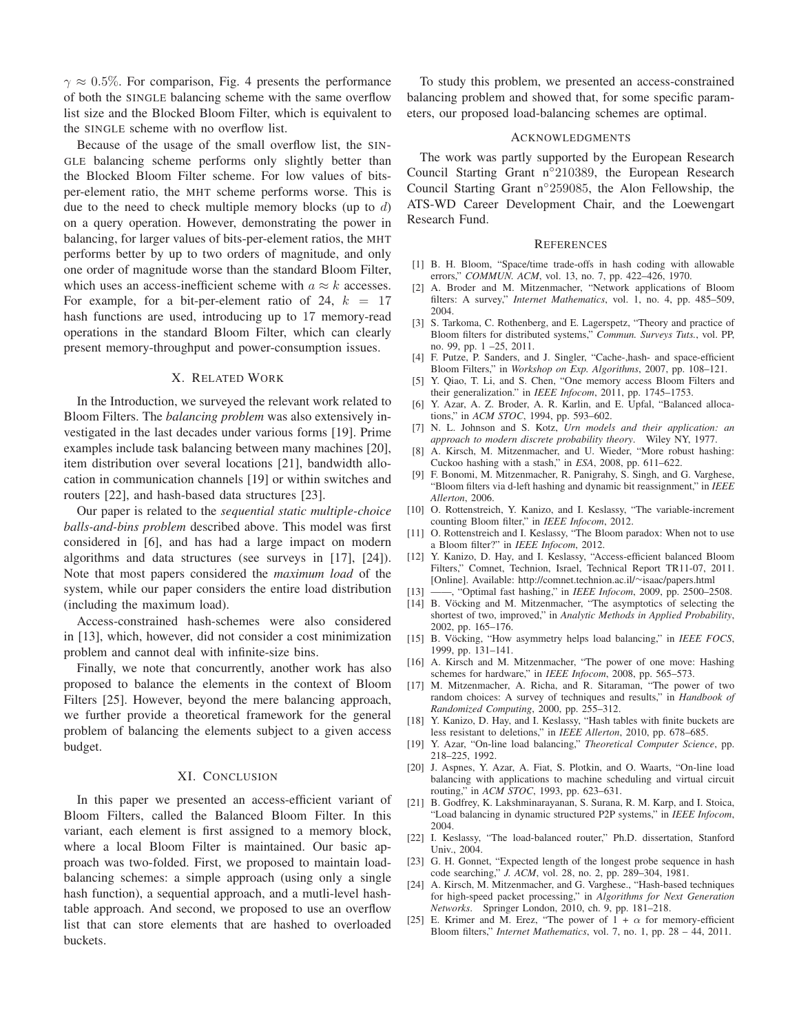$\gamma \approx 0.5\%$. For comparison, Fig. 4 presents the performance of both the SINGLE balancing scheme with the same overflow list size and the Blocked Bloom Filter, which is equivalent to the SINGLE scheme with no overflow list.

Because of the usage of the small overflow list, the SINGLE balancing scheme performs only slightly better than the Blocked Bloom Filter scheme. For low values of bits-per-element ratio, the MHT scheme performs worse. This is due to the need to check multiple memory blocks (up to $d$) on a query operation. However, demonstrating the power in balancing, for larger values of bits-per-element ratios, the MHT performs better by up to two orders of magnitude, and only one order of magnitude worse than the standard Bloom Filter, which uses an access-inefficient scheme with $a \approx k$ accesses. For example, for a bit-per-element ratio of 24, $k = 17$ hash functions are used, introducing up to 17 memory-read operations in the standard Bloom Filter, which can clearly present memory-throughput and power-consumption issues.

## X. Related Work

In the Introduction, we surveyed the relevant work related to Bloom Filters. The *balancing problem* was also extensively investigated in the last decades under various forms [19]. Prime examples include task balancing between many machines [20], item distribution over several locations [21], bandwidth allocation in communication channels [19] or within switches and routers [22], and hash-based data structures [23].

Our paper is related to the *sequential static multiple-choice balls-and-bins problem* described above. This model was first considered in [6], and has had a large impact on modern algorithms and data structures (see surveys in [17], [24]). Note that most papers considered the *maximum load* of the system, while our paper considers the entire load distribution (including the maximum load).

Access-constrained hash-schemes were also considered in [13], which, however, did not consider a cost minimization problem and cannot deal with infinite-size bins.

Finally, we note that concurrently, another work has also proposed to balance the elements in the context of Bloom Filters [25]. However, beyond the mere balancing approach, we further provide a theoretical framework for the general problem of balancing the elements subject to a given access budget.

## XI. Conclusion

In this paper we presented an access-efficient variant of Bloom Filters, called the Balanced Bloom Filter. In this variant, each element is first assigned to a memory block, where a local Bloom Filter is maintained. Our basic approach was two-folded. First, we proposed to maintain load-balancing schemes: a simple approach (using only a single hash function), a sequential approach, and a mutli-level hash-table approach. And second, we proposed to use an overflow list that can store elements that are hashed to overloaded buckets.

To study this problem, we presented an access-constrained balancing problem and showed that, for some specific parameters, our proposed load-balancing schemes are optimal.

## Acknowledgments

The work was partly supported by the European Research Council Starting Grant n°210389, the European Research Council Starting Grant n°259085, the Alon Fellowship, the ATS-WD Career Development Chair, and the Loewengart Research Fund.

## References

[1] B. H. Bloom, "Space/time trade-offs in hash coding with allowable errors," *COMMUN. ACM*, vol. 13, no. 7, pp. 422–426, 1970.

[2] A. Broder and M. Mitzenmacher, "Network applications of Bloom filters: A survey," *Internet Mathematics*, vol. 1, no. 4, pp. 485–509, 2004.

[3] S. Tarkoma, C. Rothenberg, and E. Lagerspetz, "Theory and practice of Bloom filters for distributed systems," *Commun. Surveys Tuts.*, vol. PP, no. 99, pp. 1 –25, 2011.

[4] F. Putze, P. Sanders, and J. Singler, "Cache-,hash- and space-efficient Bloom Filters," in *Workshop on Exp. Algorithms*, 2007, pp. 108–121.

[5] Y. Qiao, T. Li, and S. Chen, "One memory access Bloom Filters and their generalization." in *IEEE Infocom*, 2011, pp. 1745–1753.

[6] Y. Azar, A. Z. Broder, A. R. Karlin, and E. Upfal, "Balanced allocations," in *ACM STOC*, 1994, pp. 593–602.

[7] N. L. Johnson and S. Kotz, *Urn models and their application: an approach to modern discrete probability theory*. Wiley NY, 1977.

[8] A. Kirsch, M. Mitzenmacher, and U. Wieder, "More robust hashing: Cuckoo hashing with a stash," in *ESA*, 2008, pp. 611–622.

[9] F. Bonomi, M. Mitzenmacher, R. Panigrahy, S. Singh, and G. Varghese, "Bloom filters via d-left hashing and dynamic bit reassignment," in *IEEE Allerton*, 2006.

[10] O. Rottenstreich, Y. Kanizo, and I. Keslassy, "The variable-increment counting Bloom filter," in *IEEE Infocom*, 2012.

[11] O. Rottenstreich and I. Keslassy, "The Bloom paradox: When not to use a Bloom filter?" in *IEEE Infocom*, 2012.

[12] Y. Kanizo, D. Hay, and I. Keslassy, "Access-efficient balanced Bloom Filters," Comnet, Technion, Israel, Technical Report TR11-07, 2011. [Online]. Available: http://comnet.technion.ac.il/~isaac/papers.html

[13] ——, "Optimal fast hashing," in *IEEE Infocom*, 2009, pp. 2500–2508.

[14] B. Vöcking and M. Mitzenmacher, "The asymptotics of selecting the shortest of two, improved," in *Analytic Methods in Applied Probability*, 2002, pp. 165–176.

[15] B. Vöcking, "How asymmetry helps load balancing," in *IEEE FOCS*, 1999, pp. 131–141.

[16] A. Kirsch and M. Mitzenmacher, "The power of one move: Hashing schemes for hardware," in *IEEE Infocom*, 2008, pp. 565–573.

[17] M. Mitzenmacher, A. Richa, and R. Sitaraman, "The power of two random choices: A survey of techniques and results," in *Handbook of Randomized Computing*, 2000, pp. 255–312.

[18] Y. Kanizo, D. Hay, and I. Keslassy, "Hash tables with finite buckets are less resistant to deletions," in *IEEE Allerton*, 2010, pp. 678–685.

[19] Y. Azar, "On-line load balancing," *Theoretical Computer Science*, pp. 218–225, 1992.

[20] J. Aspnes, Y. Azar, A. Fiat, S. Plotkin, and O. Waarts, "On-line load balancing with applications to machine scheduling and virtual circuit routing," in *ACM STOC*, 1993, pp. 623–631.

[21] B. Godfrey, K. Lakshminarayanan, S. Surana, R. M. Karp, and I. Stoica, "Load balancing in dynamic structured P2P systems," in *IEEE Infocom*, 2004.

[22] I. Keslassy, "The load-balanced router," Ph.D. dissertation, Stanford Univ., 2004.

[23] G. H. Gonnet, "Expected length of the longest probe sequence in hash code searching," *J. ACM*, vol. 28, no. 2, pp. 289–304, 1981.

[24] A. Kirsch, M. Mitzenmacher, and G. Varghese., "Hash-based techniques for high-speed packet processing," in *Algorithms for Next Generation Networks*. Springer London, 2010, ch. 9, pp. 181–218.

[25] E. Krimer and M. Erez, "The power of 1 + $\alpha$ for memory-efficient Bloom filters," *Internet Mathematics*, vol. 7, no. 1, pp. 28 – 44, 2011.